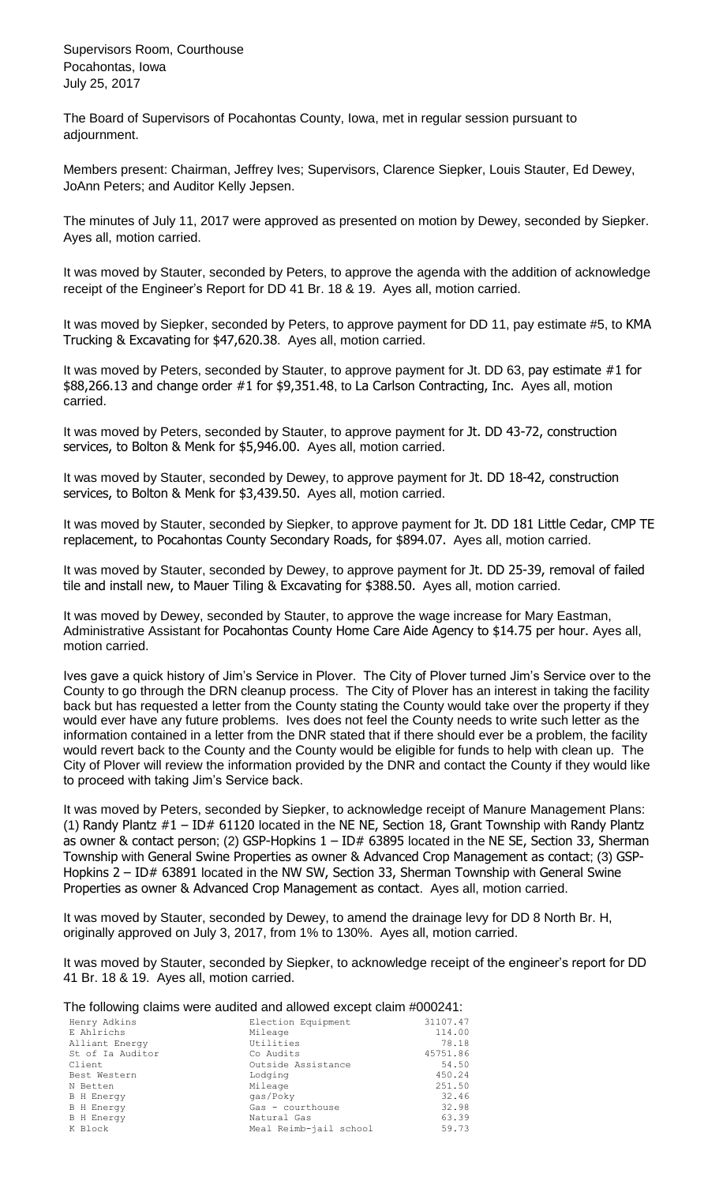Supervisors Room, Courthouse
Pocahontas, Iowa
July 25, 2017

The Board of Supervisors of Pocahontas County, Iowa, met in regular session pursuant to adjournment.

Members present: Chairman, Jeffrey Ives; Supervisors, Clarence Siepker, Louis Stauter, Ed Dewey, JoAnn Peters; and Auditor Kelly Jepsen.

The minutes of July 11, 2017 were approved as presented on motion by Dewey, seconded by Siepker. Ayes all, motion carried.

It was moved by Stauter, seconded by Peters, to approve the agenda with the addition of acknowledge receipt of the Engineer's Report for DD 41 Br. 18 & 19. Ayes all, motion carried.

It was moved by Siepker, seconded by Peters, to approve payment for DD 11, pay estimate #5, to KMA Trucking & Excavating for $47,620.38. Ayes all, motion carried.

It was moved by Peters, seconded by Stauter, to approve payment for Jt. DD 63, pay estimate #1 for $88,266.13 and change order #1 for $9,351.48, to La Carlson Contracting, Inc. Ayes all, motion carried.

It was moved by Peters, seconded by Stauter, to approve payment for Jt. DD 43-72, construction services, to Bolton & Menk for $5,946.00. Ayes all, motion carried.

It was moved by Stauter, seconded by Dewey, to approve payment for Jt. DD 18-42, construction services, to Bolton & Menk for $3,439.50. Ayes all, motion carried.

It was moved by Stauter, seconded by Siepker, to approve payment for Jt. DD 181 Little Cedar, CMP TE replacement, to Pocahontas County Secondary Roads, for $894.07. Ayes all, motion carried.

It was moved by Stauter, seconded by Dewey, to approve payment for Jt. DD 25-39, removal of failed tile and install new, to Mauer Tiling & Excavating for $388.50. Ayes all, motion carried.

It was moved by Dewey, seconded by Stauter, to approve the wage increase for Mary Eastman, Administrative Assistant for Pocahontas County Home Care Aide Agency to $14.75 per hour. Ayes all, motion carried.

Ives gave a quick history of Jim's Service in Plover. The City of Plover turned Jim's Service over to the County to go through the DRN cleanup process. The City of Plover has an interest in taking the facility back but has requested a letter from the County stating the County would take over the property if they would ever have any future problems. Ives does not feel the County needs to write such letter as the information contained in a letter from the DNR stated that if there should ever be a problem, the facility would revert back to the County and the County would be eligible for funds to help with clean up. The City of Plover will review the information provided by the DNR and contact the County if they would like to proceed with taking Jim's Service back.

It was moved by Peters, seconded by Siepker, to acknowledge receipt of Manure Management Plans: (1) Randy Plantz #1 – ID# 61120 located in the NE NE, Section 18, Grant Township with Randy Plantz as owner & contact person; (2) GSP-Hopkins 1 – ID# 63895 located in the NE SE, Section 33, Sherman Township with General Swine Properties as owner & Advanced Crop Management as contact; (3) GSP-Hopkins 2 – ID# 63891 located in the NW SW, Section 33, Sherman Township with General Swine Properties as owner & Advanced Crop Management as contact. Ayes all, motion carried.

It was moved by Stauter, seconded by Dewey, to amend the drainage levy for DD 8 North Br. H, originally approved on July 3, 2017, from 1% to 130%. Ayes all, motion carried.

It was moved by Stauter, seconded by Siepker, to acknowledge receipt of the engineer's report for DD 41 Br. 18 & 19. Ayes all, motion carried.

The following claims were audited and allowed except claim #000241:

| | | |
|---|---|---|
| Henry Adkins | Election Equipment | 31107.47 |
| E Ahlrichs | Mileage | 114.00 |
| Alliant Energy | Utilities | 78.18 |
| St of Ia Auditor | Co Audits | 45751.86 |
| Client | Outside Assistance | 54.50 |
| Best Western | Lodging | 450.24 |
| N Betten | Mileage | 251.50 |
| B H Energy | gas/Poky | 32.46 |
| B H Energy | Gas - courthouse | 32.98 |
| B H Energy | Natural Gas | 63.39 |
| K Block | Meal Reimb-jail school | 59.73 |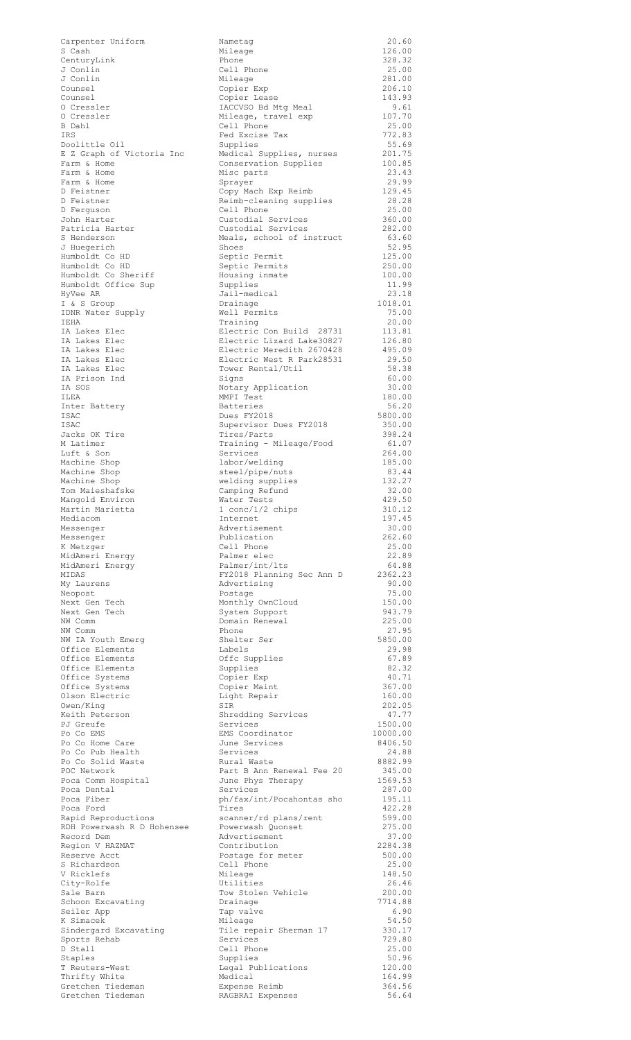| | | |
|---|---|---|
| Carpenter Uniform | Nametag | 20.60 |
| S Cash | Mileage | 126.00 |
| CenturyLink | Phone | 328.32 |
| J Conlin | Cell Phone | 25.00 |
| J Conlin | Mileage | 281.00 |
| Counsel | Copier Exp | 206.10 |
| Counsel | Copier Lease | 143.93 |
| O Cressler | IACCVSO Bd Mtg Meal | 9.61 |
| O Cressler | Mileage, travel exp | 107.70 |
| B Dahl | Cell Phone | 25.00 |
| IRS | Fed Excise Tax | 772.83 |
| Doolittle Oil | Supplies | 55.69 |
| E Z Graph of Victoria Inc | Medical Supplies, nurses | 201.75 |
| Farm & Home | Conservation Supplies | 100.85 |
| Farm & Home | Misc parts | 23.43 |
| Farm & Home | Sprayer | 29.99 |
| D Feistner | Copy Mach Exp Reimb | 129.45 |
| D Feistner | Reimb-cleaning supplies | 28.28 |
| D Ferguson | Cell Phone | 25.00 |
| John Harter | Custodial Services | 360.00 |
| Patricia Harter | Custodial Services | 282.00 |
| S Henderson | Meals, school of instruct | 63.60 |
| J Huegerich | Shoes | 52.95 |
| Humboldt Co HD | Septic Permit | 125.00 |
| Humboldt Co HD | Septic Permits | 250.00 |
| Humboldt Co Sheriff | Housing inmate | 100.00 |
| Humboldt Office Sup | Supplies | 11.99 |
| HyVee AR | Jail-medical | 23.18 |
| I & S Group | Drainage | 1018.01 |
| IDNR Water Supply | Well Permits | 75.00 |
| IEHA | Training | 20.00 |
| IA Lakes Elec | Electric Con Build 28731 | 113.81 |
| IA Lakes Elec | Electric Lizard Lake30827 | 126.80 |
| IA Lakes Elec | Electric Meredith 2670428 | 495.09 |
| IA Lakes Elec | Electric West R Park28531 | 29.50 |
| IA Lakes Elec | Tower Rental/Util | 58.38 |
| IA Prison Ind | Signs | 60.00 |
| IA SOS | Notary Application | 30.00 |
| ILEA | MMPI Test | 180.00 |
| Inter Battery | Batteries | 56.20 |
| ISAC | Dues FY2018 | 5800.00 |
| ISAC | Supervisor Dues FY2018 | 350.00 |
| Jacks OK Tire | Tires/Parts | 398.24 |
| M Latimer | Training - Mileage/Food | 61.07 |
| Luft & Son | Services | 264.00 |
| Machine Shop | labor/welding | 185.00 |
| Machine Shop | steel/pipe/nuts | 83.44 |
| Machine Shop | welding supplies | 132.27 |
| Tom Maieshafske | Camping Refund | 32.00 |
| Mangold Environ | Water Tests | 429.50 |
| Martin Marietta | 1 conc/1/2 chips | 310.12 |
| Mediacom | Internet | 197.45 |
| Messenger | Advertisement | 30.00 |
| Messenger | Publication | 262.60 |
| K Metzger | Cell Phone | 25.00 |
| MidAmeri Energy | Palmer elec | 22.89 |
| MidAmeri Energy | Palmer/int/lts | 64.88 |
| MIDAS | FY2018 Planning Sec Ann D | 2362.23 |
| My Laurens | Advertising | 90.00 |
| Neopost | Postage | 75.00 |
| Next Gen Tech | Monthly OwnCloud | 150.00 |
| Next Gen Tech | System Support | 943.79 |
| NW Comm | Domain Renewal | 225.00 |
| NW Comm | Phone | 27.95 |
| NW IA Youth Emerg | Shelter Ser | 5850.00 |
| Office Elements | Labels | 29.98 |
| Office Elements | Offc Supplies | 67.89 |
| Office Elements | Supplies | 82.32 |
| Office Systems | Copier Exp | 40.71 |
| Office Systems | Copier Maint | 367.00 |
| Olson Electric | Light Repair | 160.00 |
| Owen/King | SIR | 202.05 |
| Keith Peterson | Shredding Services | 47.77 |
| PJ Greufe | Services | 1500.00 |
| Po Co EMS | EMS Coordinator | 10000.00 |
| Po Co Home Care | June Services | 8406.50 |
| Po Co Pub Health | Services | 24.88 |
| Po Co Solid Waste | Rural Waste | 8882.99 |
| POC Network | Part B Ann Renewal Fee 20 | 345.00 |
| Poca Comm Hospital | June Phys Therapy | 1569.53 |
| Poca Dental | Services | 287.00 |
| Poca Fiber | ph/fax/int/Pocahontas sho | 195.11 |
| Poca Ford | Tires | 422.28 |
| Rapid Reproductions | scanner/rd plans/rent | 599.00 |
| RDH Powerwash R D Hohensee | Powerwash Quonset | 275.00 |
| Record Dem | Advertisement | 37.00 |
| Region V HAZMAT | Contribution | 2284.38 |
| Reserve Acct | Postage for meter | 500.00 |
| S Richardson | Cell Phone | 25.00 |
| V Ricklefs | Mileage | 148.50 |
| City-Rolfe | Utilities | 26.46 |
| Sale Barn | Tow Stolen Vehicle | 200.00 |
| Schoon Excavating | Drainage | 7714.88 |
| Seiler App | Tap valve | 6.90 |
| K Simacek | Mileage | 54.50 |
| Sindergard Excavating | Tile repair Sherman 17 | 330.17 |
| Sports Rehab | Services | 729.80 |
| D Stall | Cell Phone | 25.00 |
| Staples | Supplies | 50.96 |
| T Reuters-West | Legal Publications | 120.00 |
| Thrifty White | Medical | 164.99 |
| Gretchen Tiedeman | Expense Reimb | 364.56 |
| Gretchen Tiedeman | RAGBRAI Expenses | 56.64 |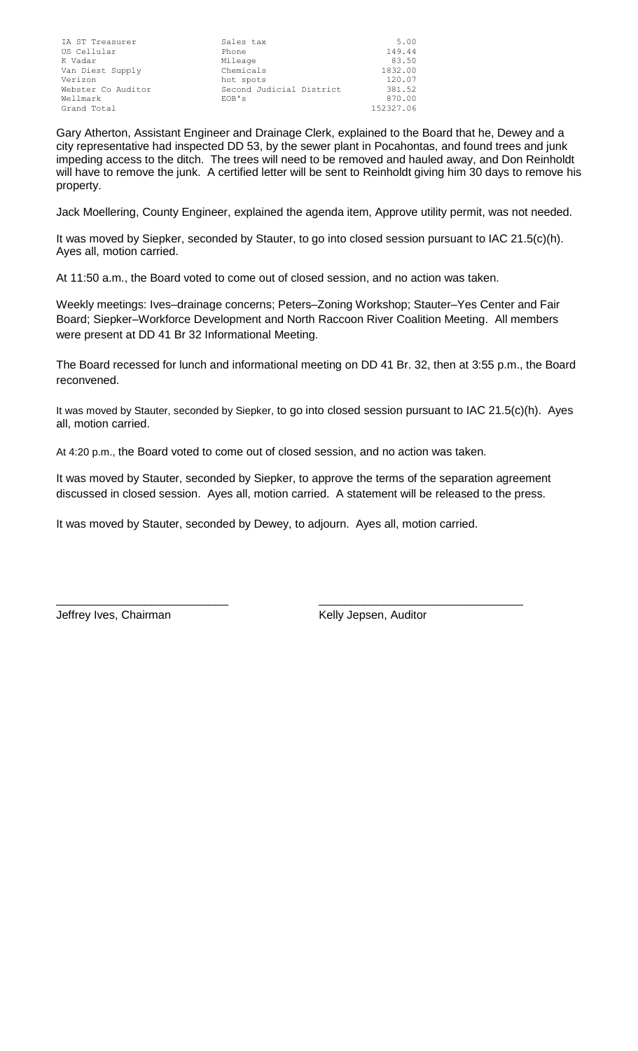| | | |
|---|---|---|
| IA ST Treasurer | Sales tax | 5.00 |
| US Cellular | Phone | 149.44 |
| K Vadar | Mileage | 83.50 |
| Van Diest Supply | Chemicals | 1832.00 |
| Verizon | hot spots | 120.07 |
| Webster Co Auditor | Second Judicial District | 381.52 |
| Wellmark | EOB's | 870.00 |
| Grand Total | | 152327.06 |

Gary Atherton, Assistant Engineer and Drainage Clerk, explained to the Board that he, Dewey and a city representative had inspected DD 53, by the sewer plant in Pocahontas, and found trees and junk impeding access to the ditch. The trees will need to be removed and hauled away, and Don Reinholdt will have to remove the junk. A certified letter will be sent to Reinholdt giving him 30 days to remove his property.

Jack Moellering, County Engineer, explained the agenda item, Approve utility permit, was not needed.

It was moved by Siepker, seconded by Stauter, to go into closed session pursuant to IAC 21.5(c)(h). Ayes all, motion carried.

At 11:50 a.m., the Board voted to come out of closed session, and no action was taken.

Weekly meetings: Ives–drainage concerns; Peters–Zoning Workshop; Stauter–Yes Center and Fair Board; Siepker–Workforce Development and North Raccoon River Coalition Meeting. All members were present at DD 41 Br 32 Informational Meeting.

The Board recessed for lunch and informational meeting on DD 41 Br. 32, then at 3:55 p.m., the Board reconvened.

It was moved by Stauter, seconded by Siepker, to go into closed session pursuant to IAC 21.5(c)(h). Ayes all, motion carried.

At 4:20 p.m., the Board voted to come out of closed session, and no action was taken.

It was moved by Stauter, seconded by Siepker, to approve the terms of the separation agreement discussed in closed session. Ayes all, motion carried. A statement will be released to the press.

It was moved by Stauter, seconded by Dewey, to adjourn. Ayes all, motion carried.

\_\_\_\_\_\_\_\_\_\_\_\_\_\_\_\_\_\_\_\_\_\_\_\_\_\_ \_\_\_\_\_\_\_\_\_\_\_\_\_\_\_\_\_\_\_\_\_\_\_\_\_\_\_\_\_\_\_

Jeffrey Ives, Chairman Kelly Jepsen, Auditor